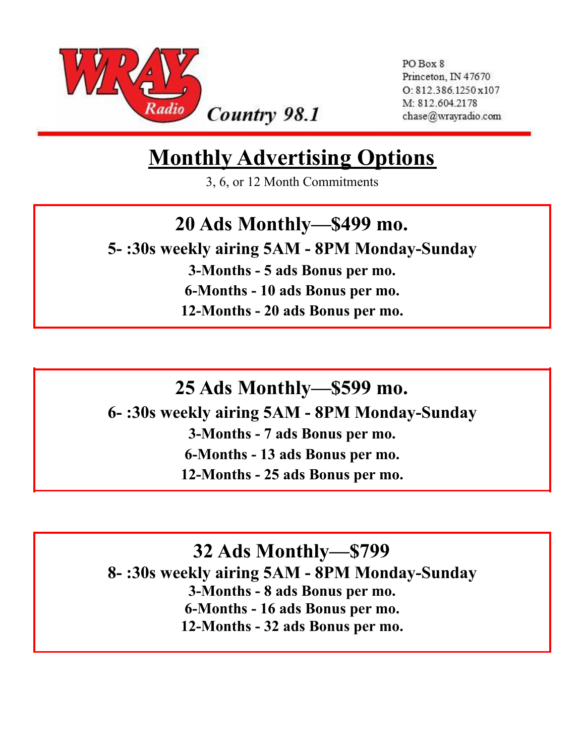WRAY Radio Country 98.1

PO Box 8
Princeton, IN 47670
O: 812.386.1250 x107
M: 812.604.2178
chase@wrayradio.com

# Monthly Advertising Options

3, 6, or 12 Month Commitments

## 20 Ads Monthly—$499 mo.

**5- :30s weekly airing 5AM - 8PM Monday-Sunday**

**3-Months - 5 ads Bonus per mo.**

**6-Months - 10 ads Bonus per mo.**

**12-Months - 20 ads Bonus per mo.**

## 25 Ads Monthly—$599 mo.

**6- :30s weekly airing 5AM - 8PM Monday-Sunday**

**3-Months - 7 ads Bonus per mo.**

**6-Months - 13 ads Bonus per mo.**

**12-Months - 25 ads Bonus per mo.**

## 32 Ads Monthly—$799

**8- :30s weekly airing 5AM - 8PM Monday-Sunday**

**3-Months - 8 ads Bonus per mo.**

**6-Months - 16 ads Bonus per mo.**

**12-Months - 32 ads Bonus per mo.**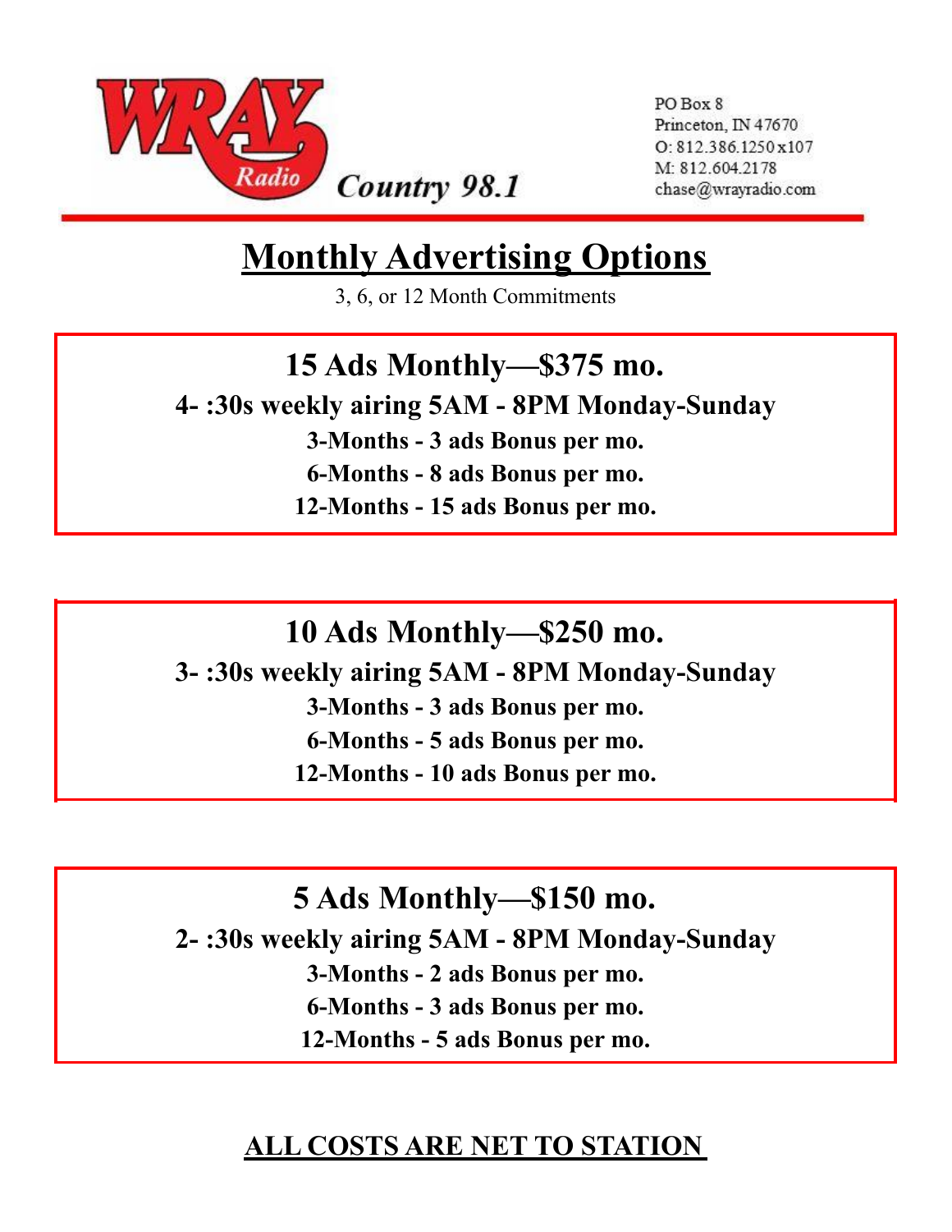WRAY Radio Country 98.1

PO Box 8
Princeton, IN 47670
O: 812.386.1250 x107
M: 812.604.2178
chase@wrayradio.com

# Monthly Advertising Options

3, 6, or 12 Month Commitments

## 15 Ads Monthly—$375 mo.

**4- :30s weekly airing 5AM - 8PM Monday-Sunday**

**3-Months - 3 ads Bonus per mo.**

**6-Months - 8 ads Bonus per mo.**

**12-Months - 15 ads Bonus per mo.**

## 10 Ads Monthly—$250 mo.

**3- :30s weekly airing 5AM - 8PM Monday-Sunday**

**3-Months - 3 ads Bonus per mo.**

**6-Months - 5 ads Bonus per mo.**

**12-Months - 10 ads Bonus per mo.**

## 5 Ads Monthly—$150 mo.

**2- :30s weekly airing 5AM - 8PM Monday-Sunday**

**3-Months - 2 ads Bonus per mo.**

**6-Months - 3 ads Bonus per mo.**

**12-Months - 5 ads Bonus per mo.**

**ALL COSTS ARE NET TO STATION**